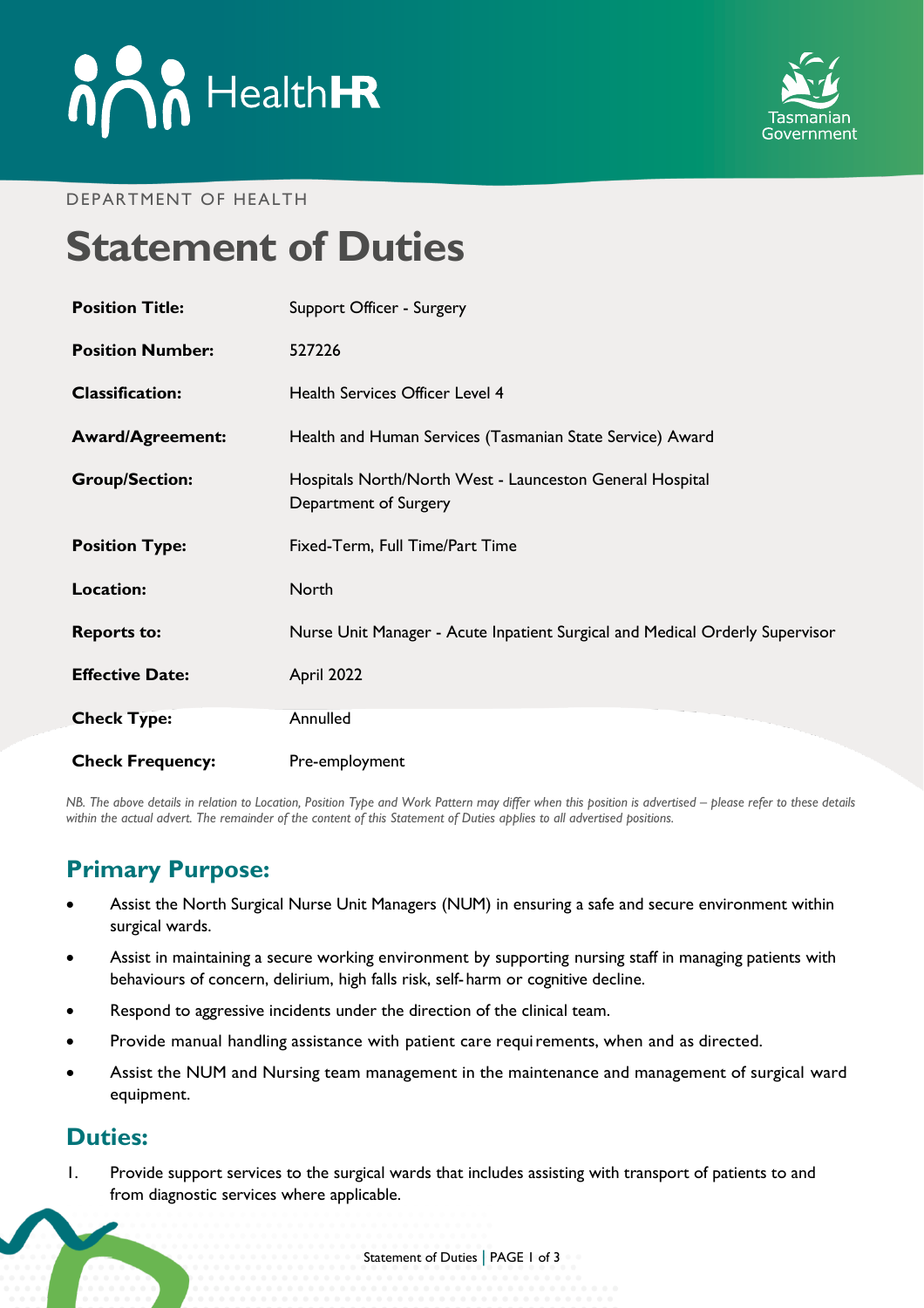DEPARTMENT OF HEALTH

# Statement of Duties

| | |
|---|---|
| **Position Title:** | Support Officer - Surgery |
| **Position Number:** | 527226 |
| **Classification:** | Health Services Officer Level 4 |
| **Award/Agreement:** | Health and Human Services (Tasmanian State Service) Award |
| **Group/Section:** | Hospitals North/North West - Launceston General Hospital Department of Surgery |
| **Position Type:** | Fixed-Term, Full Time/Part Time |
| **Location:** | North |
| **Reports to:** | Nurse Unit Manager - Acute Inpatient Surgical and Medical Orderly Supervisor |
| **Effective Date:** | April 2022 |
| **Check Type:** | Annulled |
| **Check Frequency:** | Pre-employment |

*NB. The above details in relation to Location, Position Type and Work Pattern may differ when this position is advertised – please refer to these details within the actual advert. The remainder of the content of this Statement of Duties applies to all advertised positions.*

## Primary Purpose:

- Assist the North Surgical Nurse Unit Managers (NUM) in ensuring a safe and secure environment within surgical wards.
- Assist in maintaining a secure working environment by supporting nursing staff in managing patients with behaviours of concern, delirium, high falls risk, self-harm or cognitive decline.
- Respond to aggressive incidents under the direction of the clinical team.
- Provide manual handling assistance with patient care requirements, when and as directed.
- Assist the NUM and Nursing team management in the maintenance and management of surgical ward equipment.

## Duties:

1. Provide support services to the surgical wards that includes assisting with transport of patients to and from diagnostic services where applicable.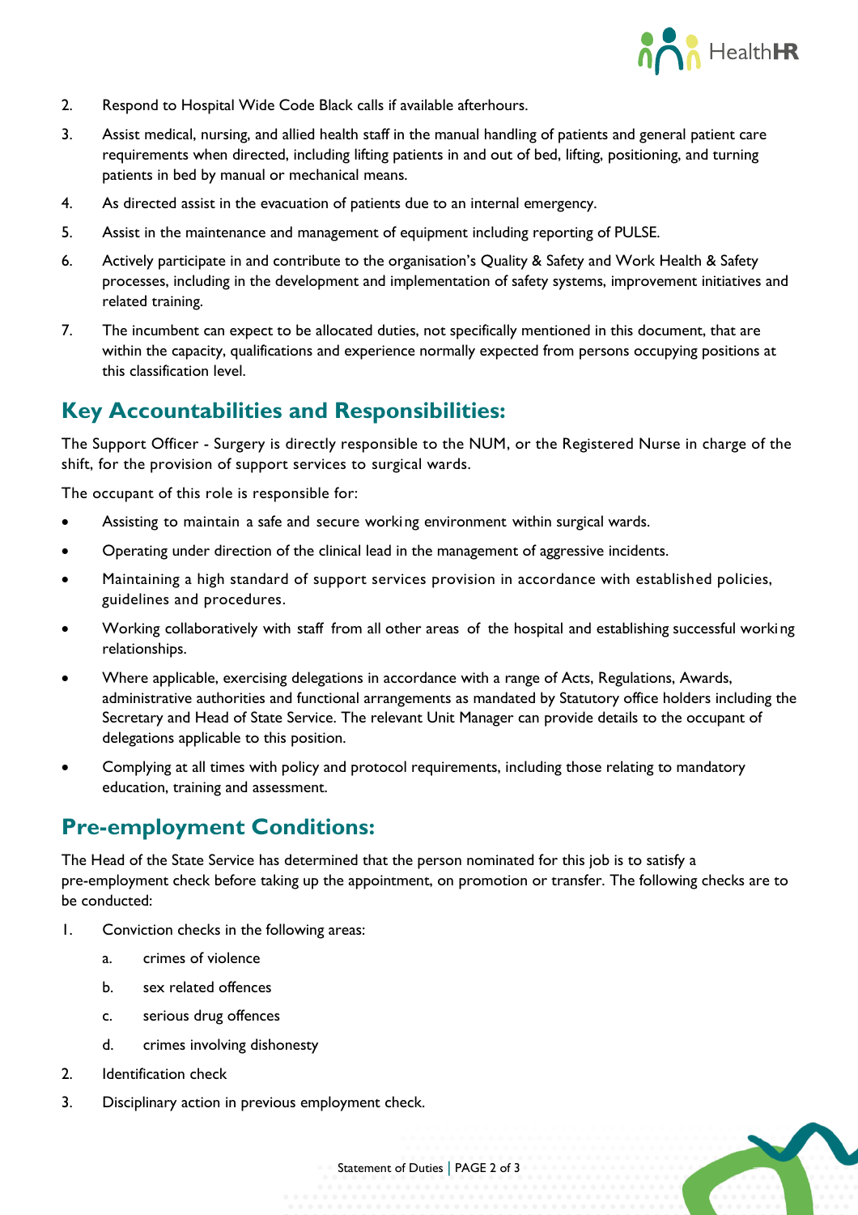2. Respond to Hospital Wide Code Black calls if available afterhours.
3. Assist medical, nursing, and allied health staff in the manual handling of patients and general patient care requirements when directed, including lifting patients in and out of bed, lifting, positioning, and turning patients in bed by manual or mechanical means.
4. As directed assist in the evacuation of patients due to an internal emergency.
5. Assist in the maintenance and management of equipment including reporting of PULSE.
6. Actively participate in and contribute to the organisation's Quality & Safety and Work Health & Safety processes, including in the development and implementation of safety systems, improvement initiatives and related training.
7. The incumbent can expect to be allocated duties, not specifically mentioned in this document, that are within the capacity, qualifications and experience normally expected from persons occupying positions at this classification level.

## Key Accountabilities and Responsibilities:

The Support Officer - Surgery is directly responsible to the NUM, or the Registered Nurse in charge of the shift, for the provision of support services to surgical wards.

The occupant of this role is responsible for:

- Assisting to maintain a safe and secure working environment within surgical wards.
- Operating under direction of the clinical lead in the management of aggressive incidents.
- Maintaining a high standard of support services provision in accordance with established policies, guidelines and procedures.
- Working collaboratively with staff from all other areas of the hospital and establishing successful working relationships.
- Where applicable, exercising delegations in accordance with a range of Acts, Regulations, Awards, administrative authorities and functional arrangements as mandated by Statutory office holders including the Secretary and Head of State Service. The relevant Unit Manager can provide details to the occupant of delegations applicable to this position.
- Complying at all times with policy and protocol requirements, including those relating to mandatory education, training and assessment.

## Pre-employment Conditions:

The Head of the State Service has determined that the person nominated for this job is to satisfy a pre-employment check before taking up the appointment, on promotion or transfer. The following checks are to be conducted:

1. Conviction checks in the following areas:
   a. crimes of violence
   b. sex related offences
   c. serious drug offences
   d. crimes involving dishonesty
2. Identification check
3. Disciplinary action in previous employment check.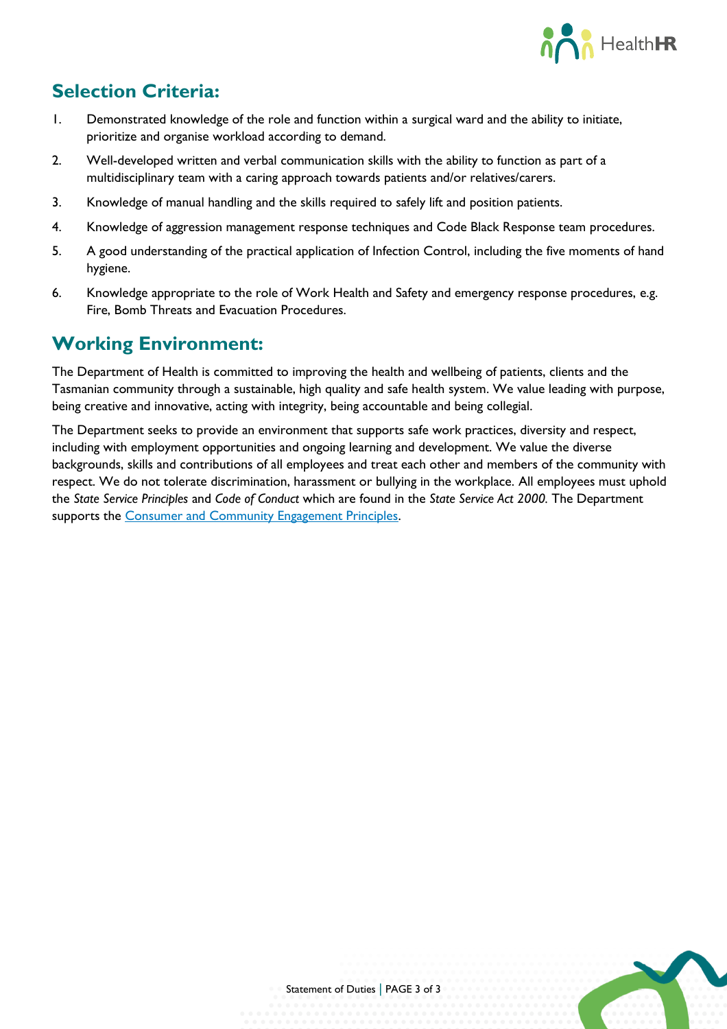## Selection Criteria:

1. Demonstrated knowledge of the role and function within a surgical ward and the ability to initiate, prioritize and organise workload according to demand.
2. Well-developed written and verbal communication skills with the ability to function as part of a multidisciplinary team with a caring approach towards patients and/or relatives/carers.
3. Knowledge of manual handling and the skills required to safely lift and position patients.
4. Knowledge of aggression management response techniques and Code Black Response team procedures.
5. A good understanding of the practical application of Infection Control, including the five moments of hand hygiene.
6. Knowledge appropriate to the role of Work Health and Safety and emergency response procedures, e.g. Fire, Bomb Threats and Evacuation Procedures.

## Working Environment:

The Department of Health is committed to improving the health and wellbeing of patients, clients and the Tasmanian community through a sustainable, high quality and safe health system. We value leading with purpose, being creative and innovative, acting with integrity, being accountable and being collegial.

The Department seeks to provide an environment that supports safe work practices, diversity and respect, including with employment opportunities and ongoing learning and development. We value the diverse backgrounds, skills and contributions of all employees and treat each other and members of the community with respect. We do not tolerate discrimination, harassment or bullying in the workplace. All employees must uphold the *State Service Principles* and *Code of Conduct* which are found in the *State Service Act 2000*. The Department supports the Consumer and Community Engagement Principles.